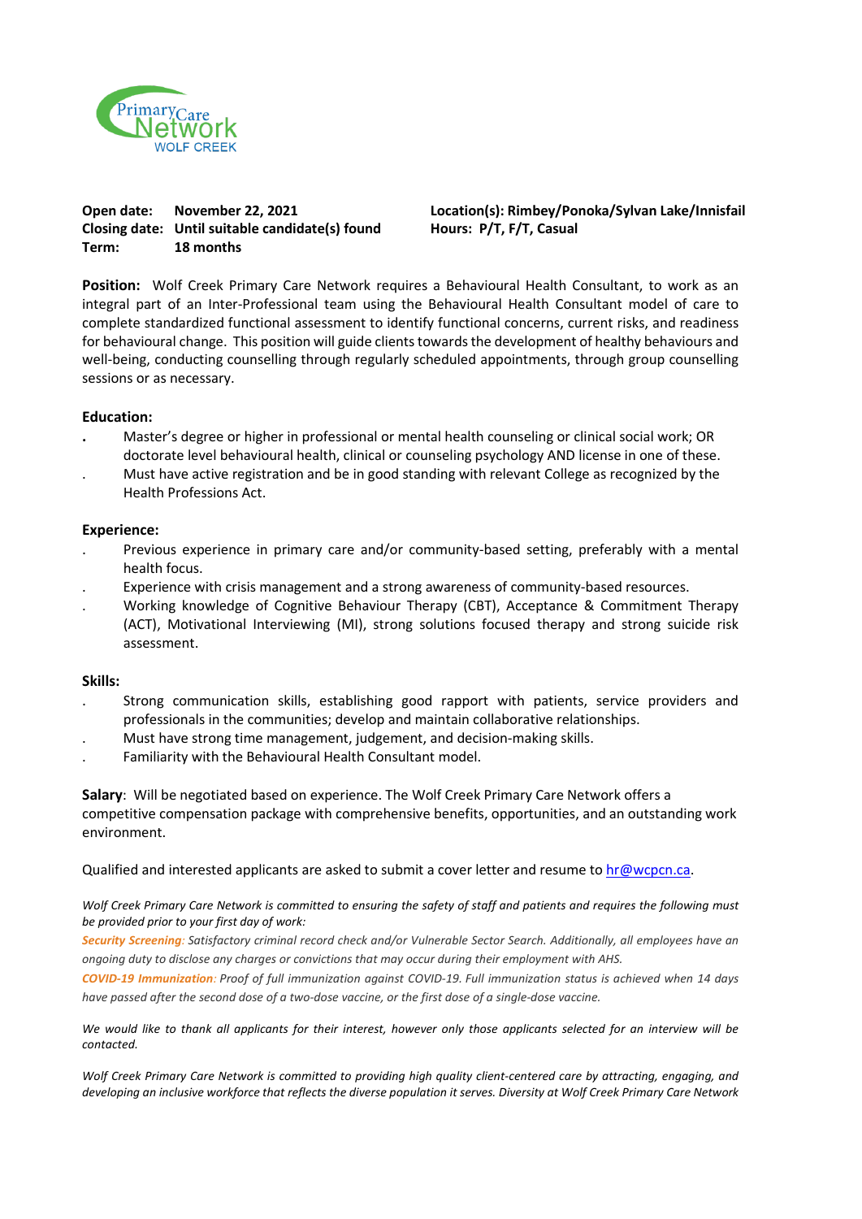Primary Care Network
WOLF CREEK

**Open date:** **November 22, 2021**
**Closing date:** **Until suitable candidate(s) found**
**Term:** **18 months**

**Location(s): Rimbey/Ponoka/Sylvan Lake/Innisfail**
**Hours: P/T, F/T, Casual**

**Position:** Wolf Creek Primary Care Network requires a Behavioural Health Consultant, to work as an integral part of an Inter-Professional team using the Behavioural Health Consultant model of care to complete standardized functional assessment to identify functional concerns, current risks, and readiness for behavioural change. This position will guide clients towards the development of healthy behaviours and well-being, conducting counselling through regularly scheduled appointments, through group counselling sessions or as necessary.

**Education:**

- Master's degree or higher in professional or mental health counseling or clinical social work; OR doctorate level behavioural health, clinical or counseling psychology AND license in one of these.
- Must have active registration and be in good standing with relevant College as recognized by the Health Professions Act.

**Experience:**

- Previous experience in primary care and/or community-based setting, preferably with a mental health focus.
- Experience with crisis management and a strong awareness of community-based resources.
- Working knowledge of Cognitive Behaviour Therapy (CBT), Acceptance & Commitment Therapy (ACT), Motivational Interviewing (MI), strong solutions focused therapy and strong suicide risk assessment.

**Skills:**

- Strong communication skills, establishing good rapport with patients, service providers and professionals in the communities; develop and maintain collaborative relationships.
- Must have strong time management, judgement, and decision-making skills.
- Familiarity with the Behavioural Health Consultant model.

**Salary**: Will be negotiated based on experience. The Wolf Creek Primary Care Network offers a competitive compensation package with comprehensive benefits, opportunities, and an outstanding work environment.

Qualified and interested applicants are asked to submit a cover letter and resume to hr@wcpcn.ca.

*Wolf Creek Primary Care Network is committed to ensuring the safety of staff and patients and requires the following must be provided prior to your first day of work:*

***Security Screening**: Satisfactory criminal record check and/or Vulnerable Sector Search. Additionally, all employees have an ongoing duty to disclose any charges or convictions that may occur during their employment with AHS.*

***COVID-19 Immunization**: Proof of full immunization against COVID-19. Full immunization status is achieved when 14 days have passed after the second dose of a two-dose vaccine, or the first dose of a single-dose vaccine.*

*We would like to thank all applicants for their interest, however only those applicants selected for an interview will be contacted.*

*Wolf Creek Primary Care Network is committed to providing high quality client-centered care by attracting, engaging, and developing an inclusive workforce that reflects the diverse population it serves. Diversity at Wolf Creek Primary Care Network*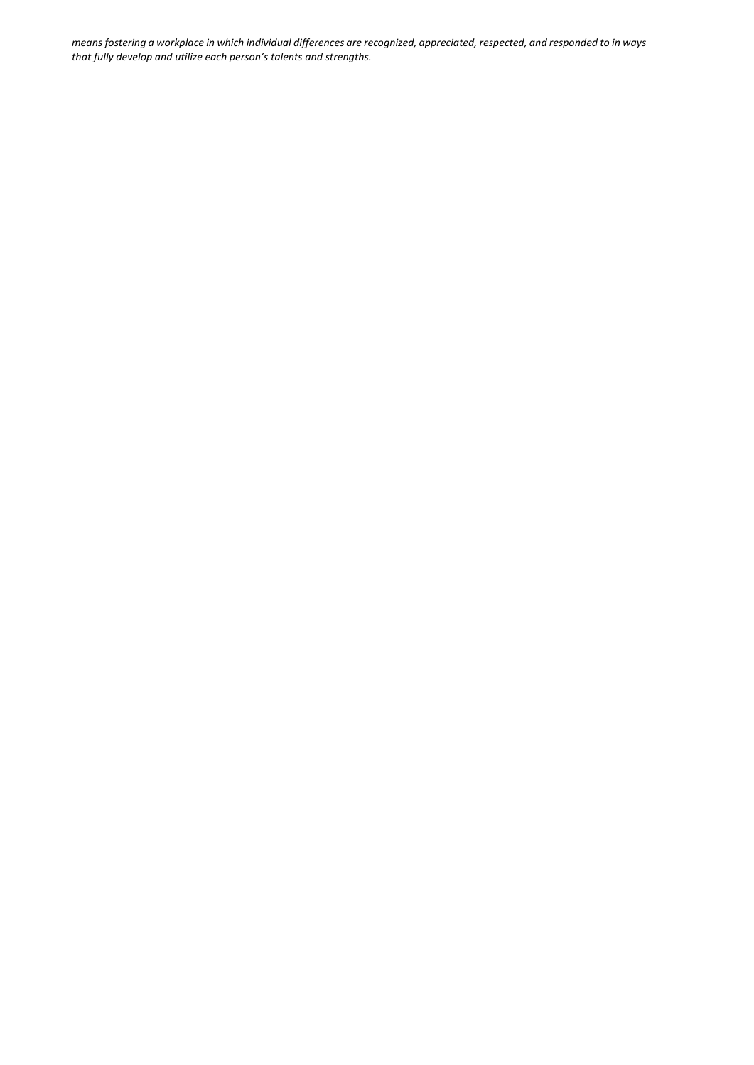*means fostering a workplace in which individual differences are recognized, appreciated, respected, and responded to in ways that fully develop and utilize each person's talents and strengths.*